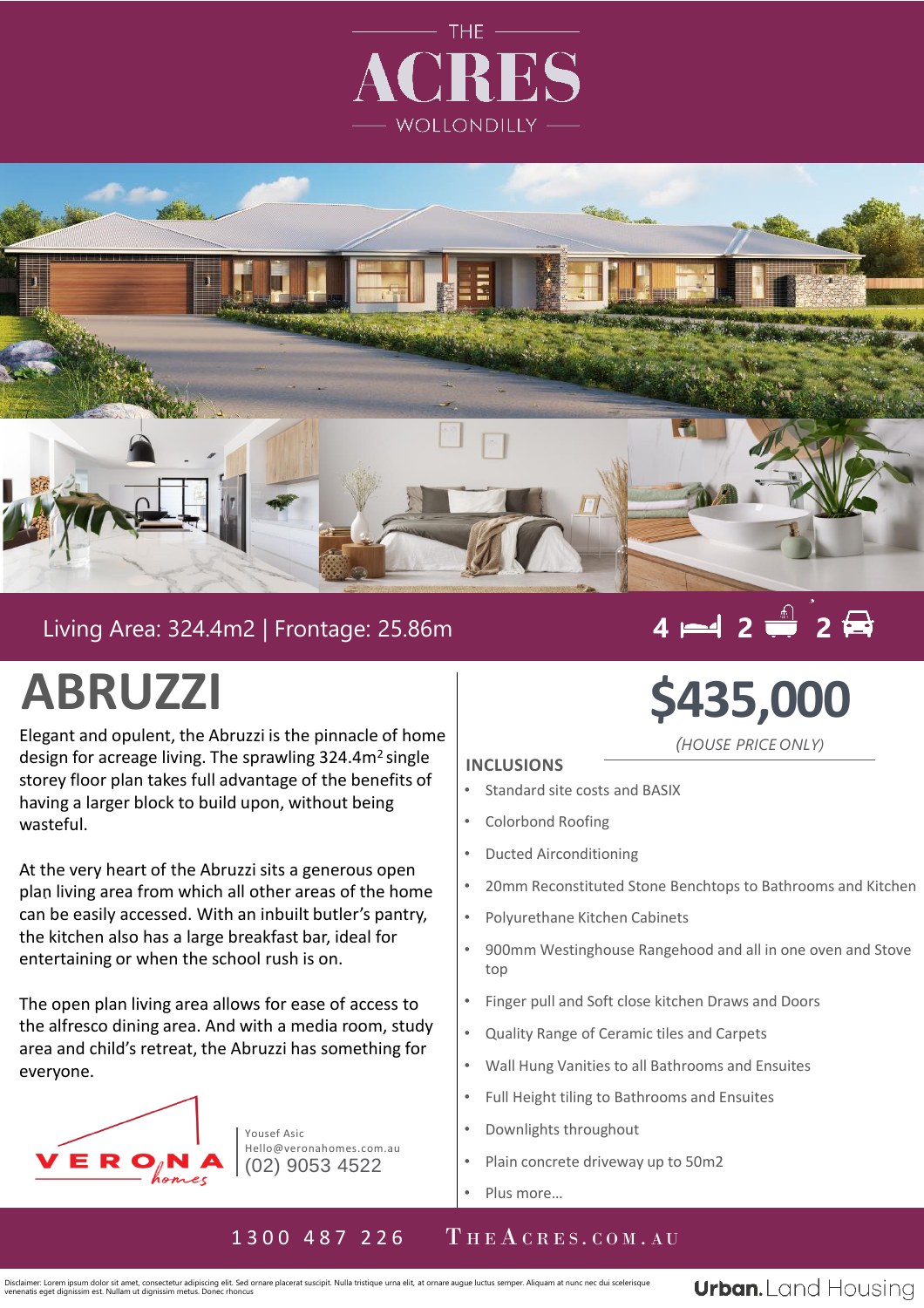THE

# ACRES

WOLLONDILLY

Living Area: 324.4m2 | Frontage: 25.86m

4 | 2 | 2

# ABRUZZI

Elegant and opulent, the Abruzzi is the pinnacle of home design for acreage living. The sprawling 324.4m$^2$ single storey floor plan takes full advantage of the benefits of having a larger block to build upon, without being wasteful.

At the very heart of the Abruzzi sits a generous open plan living area from which all other areas of the home can be easily accessed. With an inbuilt butler's pantry, the kitchen also has a large breakfast bar, ideal for entertaining or when the school rush is on.

The open plan living area allows for ease of access to the alfresco dining area. And with a media room, study area and child's retreat, the Abruzzi has something for everyone.

VERONA homes

Yousef Asic
Hello@veronahomes.com.au
(02) 9053 4522

## $435,000

*(HOUSE PRICE ONLY)*

### INCLUSIONS

- Standard site costs and BASIX
- Colorbond Roofing
- Ducted Airconditioning
- 20mm Reconstituted Stone Benchtops to Bathrooms and Kitchen
- Polyurethane Kitchen Cabinets
- 900mm Westinghouse Rangehood and all in one oven and Stove top
- Finger pull and Soft close kitchen Draws and Doors
- Quality Range of Ceramic tiles and Carpets
- Wall Hung Vanities to all Bathrooms and Ensuites
- Full Height tiling to Bathrooms and Ensuites
- Downlights throughout
- Plain concrete driveway up to 50m2
- Plus more…

1300 487 226 THEACRES.COM.AU

Disclaimer: Lorem ipsum dolor sit amet, consectetur adipiscing elit. Sed ornare placerat suscipit. Nulla tristique urna elit, at ornare augue luctus semper. Aliquam at nunc nec dui scelerisque venenatis eget dignissim est. Nullam ut dignissim metus. Donec rhoncus

Urban. Land Housing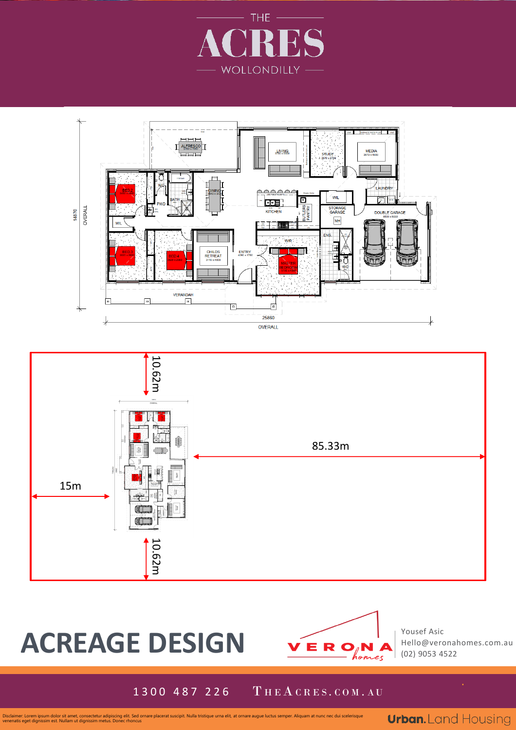THE

# ACRES

WOLLONDILLY

ALFRESCO

LIVING

STUDY

MEDIA

BED 2

WIL

BED 3

DINING

BATH

PWD

WC

KITCHEN

BUTLERS PANTRY

STORAGE GARAGE

DOUBLE GARAGE

LAUNDRY

CHILDS RETREAT

BED 4

ENTRY

WIR

MASTER BEDROOM

ENS.

WC

VERANDAH

14870 OVERALL

25860 OVERALL

10.62m

85.33m

15m

10.62m

# ACREAGE DESIGN

Yousef Asic
Hello@veronahomes.com.au
(02) 9053 4522

1300 487 226 THEACRES.COM.AU

Disclaimer: Lorem ipsum dolor sit amet, consectetur adipiscing elit. Sed ornare placerat suscipit. Nulla tristique urna elit, at ornare augue luctus semper. Aliquam at nunc nec dui scelerisque venenatis eget dignissim est. Nullam ut dignissim metus. Donec rhoncus

Urban. Land Housing